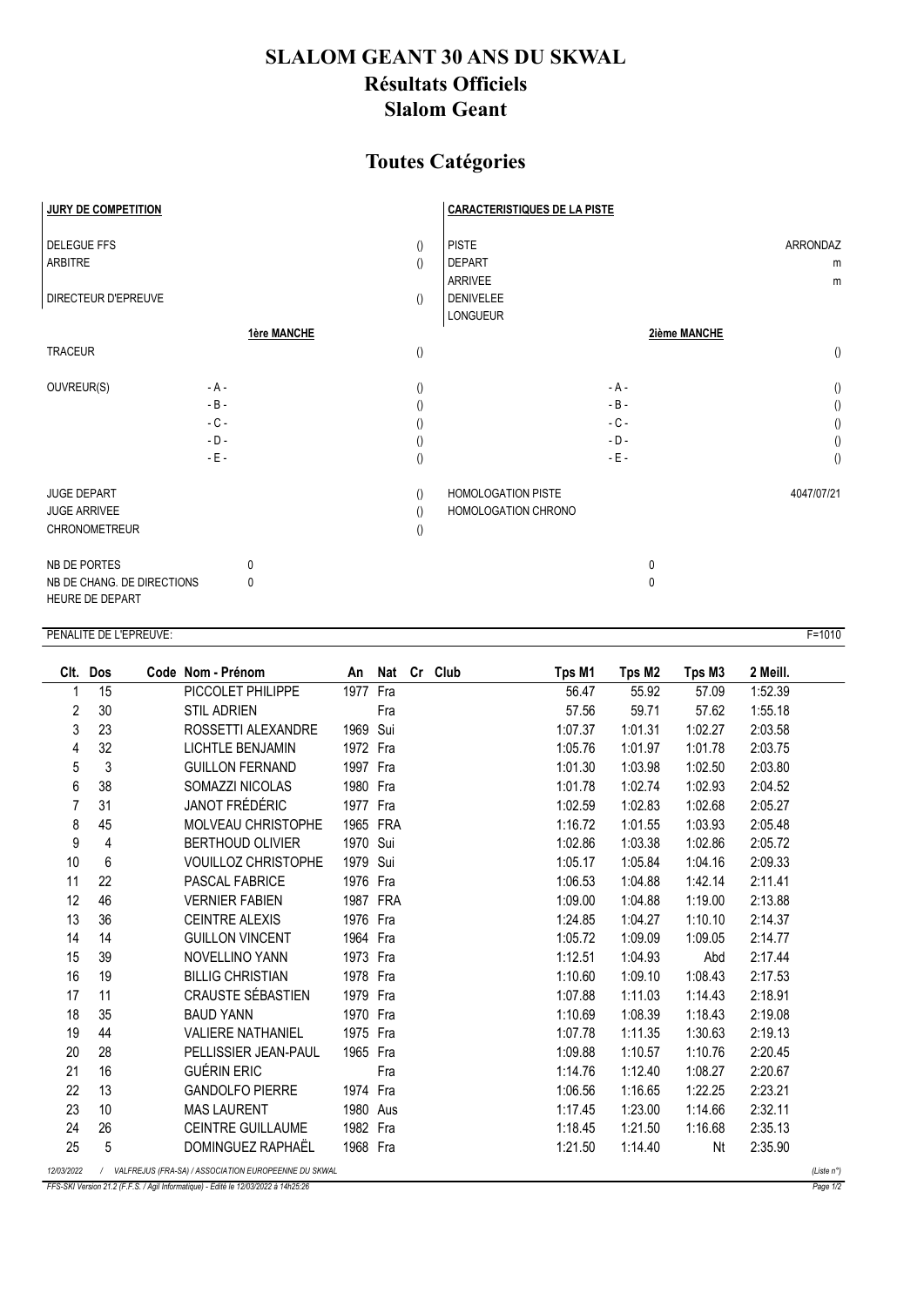# SLALOM GEANT 30 ANS DU SKWAL
## Résultats Officiels
## Slalom Geant

## Toutes Catégories

| **JURY DE COMPETITION** | | | **CARACTERISTIQUES DE LA PISTE** | | |
|---|---|---|---|---|---|
| DELEGUE FFS | | () | PISTE | | ARRONDAZ |
| ARBITRE | | () | DEPART | | m |
| | | | ARRIVEE | | m |
| DIRECTEUR D'EPREUVE | | () | DENIVELEE | | |
| | | | LONGUEUR | | |
| | **1ère MANCHE** | | | **2ième MANCHE** | |
| TRACEUR | | () | | | () |
| OUVREUR(S) | - A - | () | | - A - | () |
| | - B - | () | | - B - | () |
| | - C - | () | | - C - | () |
| | - D - | () | | - D - | () |
| | - E - | () | | - E - | () |
| JUGE DEPART | | () | HOMOLOGATION PISTE | | 4047/07/21 |
| JUGE ARRIVEE | | () | HOMOLOGATION CHRONO | | |
| CHRONOMETREUR | | () | | | |
| NB DE PORTES | 0 | | | 0 | |
| NB DE CHANG. DE DIRECTIONS | 0 | | | 0 | |
| HEURE DE DEPART | | | | | |

PENALITE DE L'EPREUVE: F=1010

| Clt. | Dos | Code | Nom - Prénom | An | Nat | Cr | Club | Tps M1 | Tps M2 | Tps M3 | 2 Meill. |
|---|---|---|---|---|---|---|---|---|---|---|---|
| 1 | 15 | | PICCOLET PHILIPPE | 1977 | Fra | | | 56.47 | 55.92 | 57.09 | 1:52.39 |
| 2 | 30 | | STIL ADRIEN | | Fra | | | 57.56 | 59.71 | 57.62 | 1:55.18 |
| 3 | 23 | | ROSSETTI ALEXANDRE | 1969 | Sui | | | 1:07.37 | 1:01.31 | 1:02.27 | 2:03.58 |
| 4 | 32 | | LICHTLE BENJAMIN | 1972 | Fra | | | 1:05.76 | 1:01.97 | 1:01.78 | 2:03.75 |
| 5 | 3 | | GUILLON FERNAND | 1997 | Fra | | | 1:01.30 | 1:03.98 | 1:02.50 | 2:03.80 |
| 6 | 38 | | SOMAZZI NICOLAS | 1980 | Fra | | | 1:01.78 | 1:02.74 | 1:02.93 | 2:04.52 |
| 7 | 31 | | JANOT FRÉDÉRIC | 1977 | Fra | | | 1:02.59 | 1:02.83 | 1:02.68 | 2:05.27 |
| 8 | 45 | | MOLVEAU CHRISTOPHE | 1965 | FRA | | | 1:16.72 | 1:01.55 | 1:03.93 | 2:05.48 |
| 9 | 4 | | BERTHOUD OLIVIER | 1970 | Sui | | | 1:02.86 | 1:03.38 | 1:02.86 | 2:05.72 |
| 10 | 6 | | VOUILLOZ CHRISTOPHE | 1979 | Sui | | | 1:05.17 | 1:05.84 | 1:04.16 | 2:09.33 |
| 11 | 22 | | PASCAL FABRICE | 1976 | Fra | | | 1:06.53 | 1:04.88 | 1:42.14 | 2:11.41 |
| 12 | 46 | | VERNIER FABIEN | 1987 | FRA | | | 1:09.00 | 1:04.88 | 1:19.00 | 2:13.88 |
| 13 | 36 | | CEINTRE ALEXIS | 1976 | Fra | | | 1:24.85 | 1:04.27 | 1:10.10 | 2:14.37 |
| 14 | 14 | | GUILLON VINCENT | 1964 | Fra | | | 1:05.72 | 1:09.09 | 1:09.05 | 2:14.77 |
| 15 | 39 | | NOVELLINO YANN | 1973 | Fra | | | 1:12.51 | 1:04.93 | Abd | 2:17.44 |
| 16 | 19 | | BILLIG CHRISTIAN | 1978 | Fra | | | 1:10.60 | 1:09.10 | 1:08.43 | 2:17.53 |
| 17 | 11 | | CRAUSTE SÉBASTIEN | 1979 | Fra | | | 1:07.88 | 1:11.03 | 1:14.43 | 2:18.91 |
| 18 | 35 | | BAUD YANN | 1970 | Fra | | | 1:10.69 | 1:08.39 | 1:18.43 | 2:19.08 |
| 19 | 44 | | VALIERE NATHANIEL | 1975 | Fra | | | 1:07.78 | 1:11.35 | 1:30.63 | 2:19.13 |
| 20 | 28 | | PELLISSIER JEAN-PAUL | 1965 | Fra | | | 1:09.88 | 1:10.57 | 1:10.76 | 2:20.45 |
| 21 | 16 | | GUÉRIN ERIC | | Fra | | | 1:14.76 | 1:12.40 | 1:08.27 | 2:20.67 |
| 22 | 13 | | GANDOLFO PIERRE | 1974 | Fra | | | 1:06.56 | 1:16.65 | 1:22.25 | 2:23.21 |
| 23 | 10 | | MAS LAURENT | 1980 | Aus | | | 1:17.45 | 1:23.00 | 1:14.66 | 2:32.11 |
| 24 | 26 | | CEINTRE GUILLAUME | 1982 | Fra | | | 1:18.45 | 1:21.50 | 1:16.68 | 2:35.13 |
| 25 | 5 | | DOMINGUEZ RAPHAËL | 1968 | Fra | | | 1:21.50 | 1:14.40 | Nt | 2:35.90 |

*12/03/2022 / VALFREJUS (FRA-SA) / ASSOCIATION EUROPEENNE DU SKWAL* *(Liste n°)*

*FFS-SKI Version 21.2 (F.F.S. / Agil Informatique) - Edité le 12/03/2022 à 14h25:26*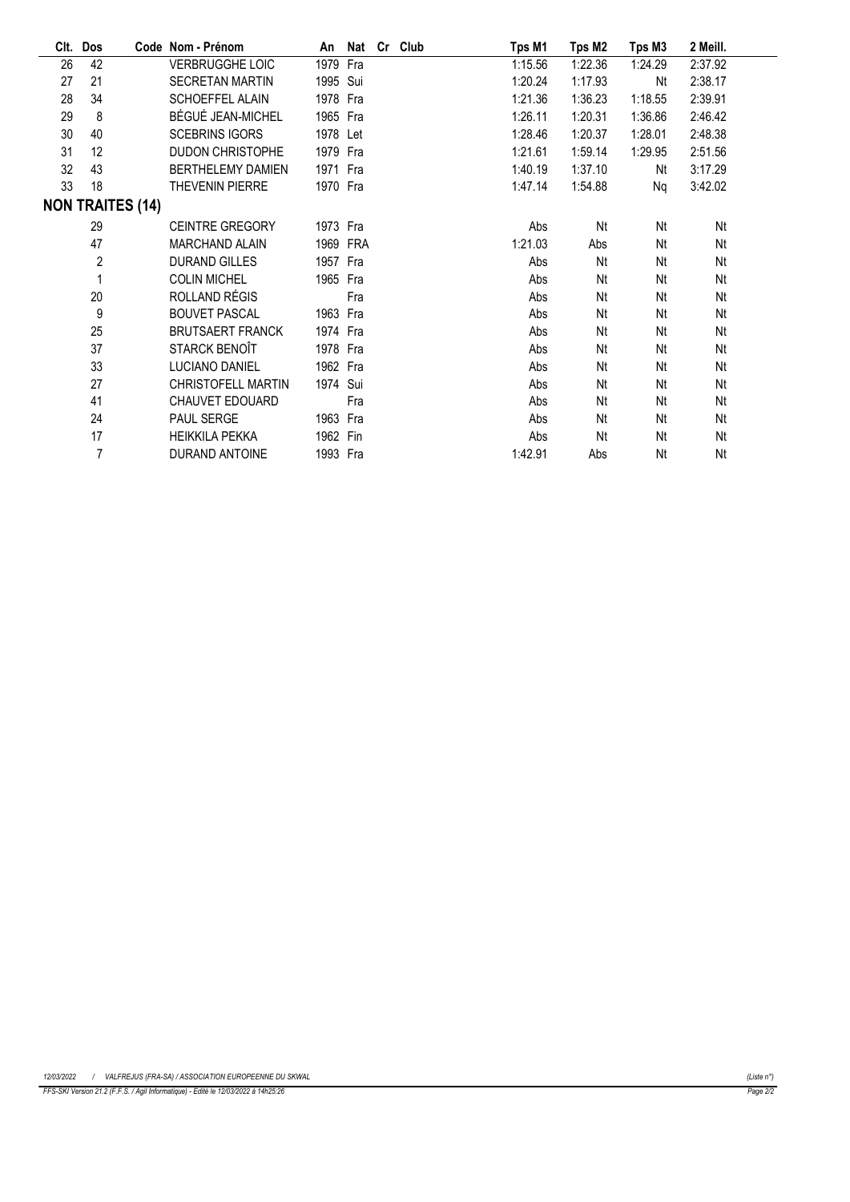| Clt. | Dos | Code | Nom - Prénom | An | Nat | Cr | Club | Tps M1 | Tps M2 | Tps M3 | 2 Meill. |
|---|---|---|---|---|---|---|---|---|---|---|---|
| 26 | 42 | | VERBRUGGHE LOIC | 1979 | Fra | | | 1:15.56 | 1:22.36 | 1:24.29 | 2:37.92 |
| 27 | 21 | | SECRETAN MARTIN | 1995 | Sui | | | 1:20.24 | 1:17.93 | Nt | 2:38.17 |
| 28 | 34 | | SCHOEFFEL ALAIN | 1978 | Fra | | | 1:21.36 | 1:36.23 | 1:18.55 | 2:39.91 |
| 29 | 8 | | BÉGUÉ JEAN-MICHEL | 1965 | Fra | | | 1:26.11 | 1:20.31 | 1:36.86 | 2:46.42 |
| 30 | 40 | | SCEBRINS IGORS | 1978 | Let | | | 1:28.46 | 1:20.37 | 1:28.01 | 2:48.38 |
| 31 | 12 | | DUDON CHRISTOPHE | 1979 | Fra | | | 1:21.61 | 1:59.14 | 1:29.95 | 2:51.56 |
| 32 | 43 | | BERTHELEMY DAMIEN | 1971 | Fra | | | 1:40.19 | 1:37.10 | Nt | 3:17.29 |
| 33 | 18 | | THEVENIN PIERRE | 1970 | Fra | | | 1:47.14 | 1:54.88 | Nq | 3:42.02 |
| **NON TRAITES (14)** | | | | | | | | | | | |
| | 29 | | CEINTRE GREGORY | 1973 | Fra | | | Abs | Nt | Nt | Nt |
| | 47 | | MARCHAND ALAIN | 1969 | FRA | | | 1:21.03 | Abs | Nt | Nt |
| | 2 | | DURAND GILLES | 1957 | Fra | | | Abs | Nt | Nt | Nt |
| | 1 | | COLIN MICHEL | 1965 | Fra | | | Abs | Nt | Nt | Nt |
| | 20 | | ROLLAND RÉGIS | | Fra | | | Abs | Nt | Nt | Nt |
| | 9 | | BOUVET PASCAL | 1963 | Fra | | | Abs | Nt | Nt | Nt |
| | 25 | | BRUTSAERT FRANCK | 1974 | Fra | | | Abs | Nt | Nt | Nt |
| | 37 | | STARCK BENOÎT | 1978 | Fra | | | Abs | Nt | Nt | Nt |
| | 33 | | LUCIANO DANIEL | 1962 | Fra | | | Abs | Nt | Nt | Nt |
| | 27 | | CHRISTOFELL MARTIN | 1974 | Sui | | | Abs | Nt | Nt | Nt |
| | 41 | | CHAUVET EDOUARD | | Fra | | | Abs | Nt | Nt | Nt |
| | 24 | | PAUL SERGE | 1963 | Fra | | | Abs | Nt | Nt | Nt |
| | 17 | | HEIKKILA PEKKA | 1962 | Fin | | | Abs | Nt | Nt | Nt |
| | 7 | | DURAND ANTOINE | 1993 | Fra | | | 1:42.91 | Abs | Nt | Nt |

*12/03/2022 / VALFREJUS (FRA-SA) / ASSOCIATION EUROPEENNE DU SKWAL* *(Liste n°)*

*FFS-SKI Version 21.2 (F.F.S. / Agil Informatique) - Edité le 12/03/2022 à 14h25:26*